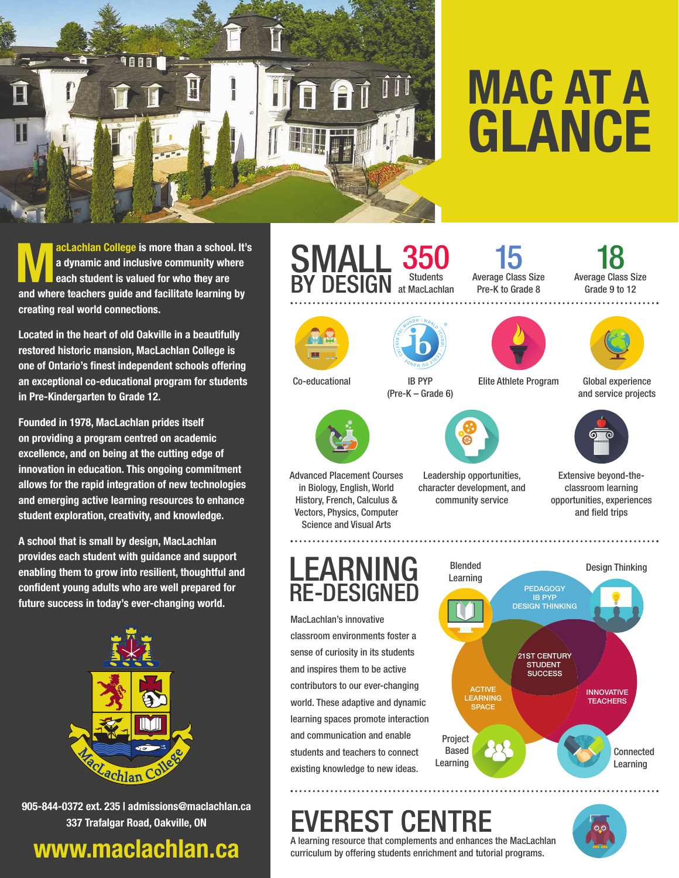# MAC AT A GLANCE

**MacLachlan College is more than a school. It's a dynamic and inclusive community where each student is valued for who they are and where teachers guide and facilitate learning by creating real world connections.**

**Located in the heart of old Oakville in a beautifully restored historic mansion, MacLachlan College is one of Ontario's finest independent schools offering an exceptional co-educational program for students in Pre-Kindergarten to Grade 12.**

**Founded in 1978, MacLachlan prides itself on providing a program centred on academic excellence, and on being at the cutting edge of innovation in education. This ongoing commitment allows for the rapid integration of new technologies and emerging active learning resources to enhance student exploration, creativity, and knowledge.**

**A school that is small by design, MacLachlan provides each student with guidance and support enabling them to grow into resilient, thoughtful and confident young adults who are well prepared for future success in today's ever-changing world.**

**905-844-0372 ext. 235 | admissions@maclachlan.ca**
**337 Trafalgar Road, Oakville, ON**

## www.maclachlan.ca

## SMALL BY DESIGN

- **350** Students at MacLachlan
- **15** Average Class Size Pre-K to Grade 8
- **18** Average Class Size Grade 9 to 12

- Co-educational
- IB PYP (Pre-K – Grade 6)
- Elite Athlete Program
- Global experience and service projects
- Advanced Placement Courses in Biology, English, World History, French, Calculus & Vectors, Physics, Computer Science and Visual Arts
- Leadership opportunities, character development, and community service
- Extensive beyond-the-classroom learning opportunities, experiences and field trips

## LEARNING RE-DESIGNED

MacLachlan's innovative classroom environments foster a sense of curiosity in its students and inspires them to be active contributors to our ever-changing world. These adaptive and dynamic learning spaces promote interaction and communication and enable students and teachers to connect existing knowledge to new ideas.

- Blended Learning
- Design Thinking
- Pedagogy IB PYP Design Thinking
- 21st Century Student Success
- Active Learning Space
- Innovative Teachers
- Project Based Learning
- Connected Learning

## EVEREST CENTRE

A learning resource that complements and enhances the MacLachlan curriculum by offering students enrichment and tutorial programs.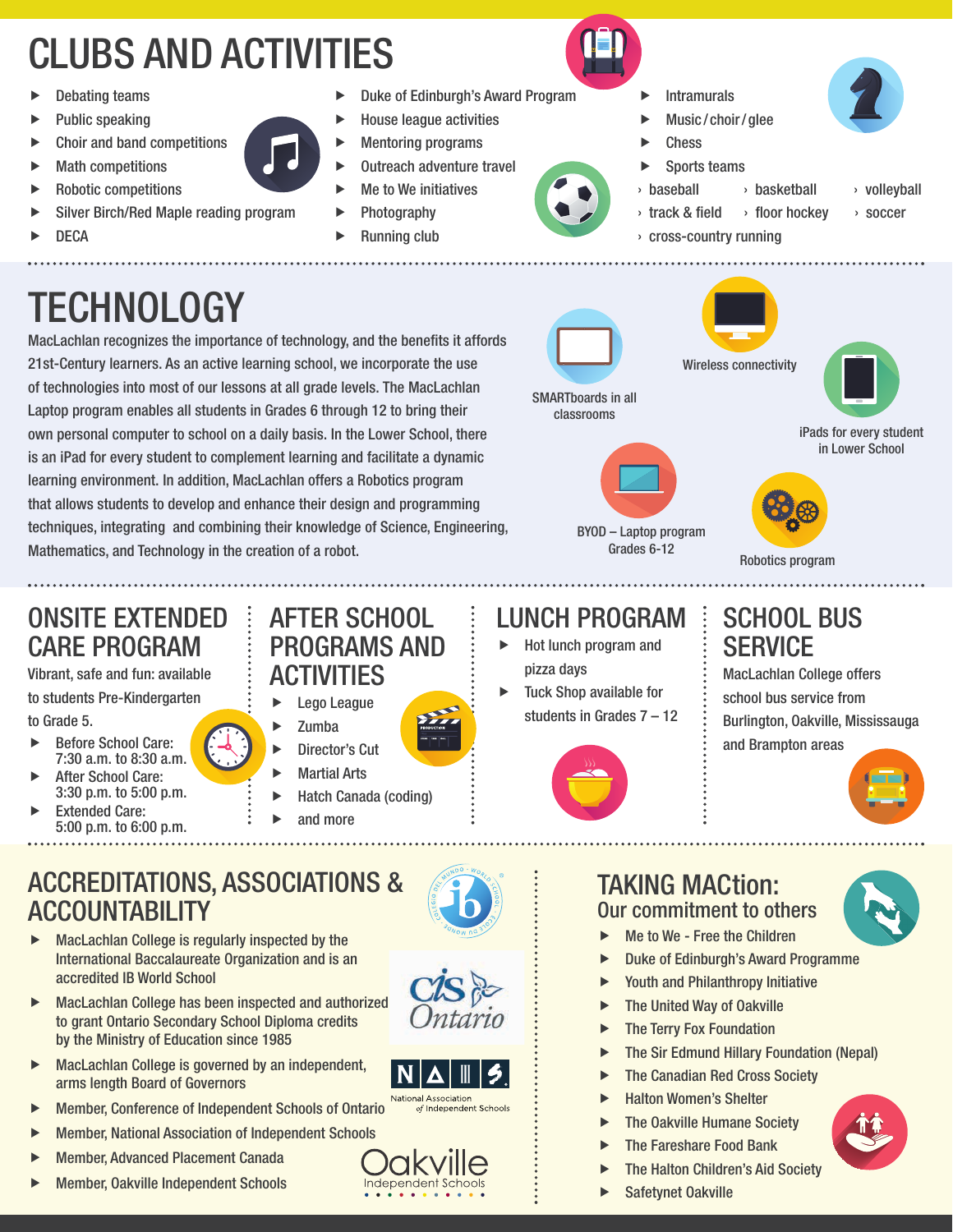# CLUBS AND ACTIVITIES

- Debating teams
- Public speaking
- Choir and band competitions
- Math competitions
- Robotic competitions
- Silver Birch/Red Maple reading program
- DECA
- Duke of Edinburgh's Award Program
- House league activities
- Mentoring programs
- Outreach adventure travel
- Me to We initiatives
- Photography
- Running club
- Intramurals
- Music/choir/glee
- Chess
- Sports Teams
  - baseball
  - basketball
  - volleyball
  - track & field
  - floor hockey
  - soccer
  - cross-country running

# TECHNOLOGY

MacLachlan recognizes the importance of technology, and the benefits it affords 21st-Century learners. As an active learning school, we incorporate the use of technologies into most of our lessons at all grade levels. The MacLachlan Laptop program enables all students in Grades 6 through 12 to bring their own personal computer to school on a daily basis. In the Lower School, there is an iPad for every student to complement learning and facilitate a dynamic learning environment. In addition, MacLachlan offers a Robotics program that allows students to develop and enhance their design and programming techniques, integrating and combining their knowledge of Science, Engineering, Mathematics, and Technology in the creation of a robot.

SMARTboards in all classrooms

Wireless connectivity

iPads for every student in Lower School

BYOD – Laptop program Grades 6-12

Robotics program

## ONSITE EXTENDED CARE PROGRAM

Vibrant, safe and fun: available to students Pre-Kindergarten to Grade 5.

- Before School Care: 7:30 a.m. to 8:30 a.m.
- After School Care: 3:30 p.m. to 5:00 p.m.
- Extended Care: 5:00 p.m. to 6:00 p.m.

## AFTER SCHOOL PROGRAMS AND ACTIVITIES

- Lego League
- Zumba
- Director's Cut
- Martial Arts
- Hatch Canada (coding)
- and more

## LUNCH PROGRAM

- Hot lunch program and pizza days
- Tuck Shop available for students in Grades 7 – 12

## SCHOOL BUS SERVICE

MacLachlan College offers school bus service from Burlington, Oakville, Mississauga and Brampton areas

## ACCREDITATIONS, ASSOCIATIONS & ACCOUNTABILITY

- MacLachlan College is regularly inspected by the International Baccalaureate Organization and is an accredited IB World School
- MacLachlan College has been inspected and authorized to grant Ontario Secondary School Diploma credits by the Ministry of Education since 1985
- MacLachlan College is governed by an independent, arms length Board of Governors
- Member, Conference of Independent Schools of Ontario
- Member, National Association of Independent Schools
- Member, Advanced Placement Canada
- Member, Oakville Independent Schools

## TAKING MACtion:

### Our commitment to others

- Me to We - Free the Children
- Duke of Edinburgh's Award Programme
- Youth and Philanthropy Initiative
- The United Way of Oakville
- The Terry Fox Foundation
- The Sir Edmund Hillary Foundation (Nepal)
- The Canadian Red Cross Society
- Halton Women's Shelter
- The Oakville Humane Society
- The Fareshare Food Bank
- The Halton Children's Aid Society
- Safetynet Oakville